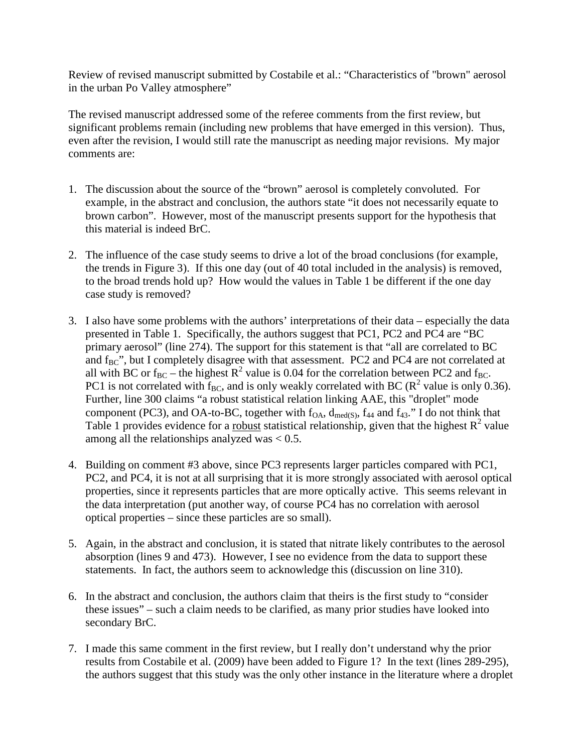Review of revised manuscript submitted by Costabile et al.: "Characteristics of "brown" aerosol in the urban Po Valley atmosphere"

The revised manuscript addressed some of the referee comments from the first review, but significant problems remain (including new problems that have emerged in this version). Thus, even after the revision, I would still rate the manuscript as needing major revisions. My major comments are:

1. The discussion about the source of the "brown" aerosol is completely convoluted. For example, in the abstract and conclusion, the authors state "it does not necessarily equate to brown carbon". However, most of the manuscript presents support for the hypothesis that this material is indeed BrC.

2. The influence of the case study seems to drive a lot of the broad conclusions (for example, the trends in Figure 3). If this one day (out of 40 total included in the analysis) is removed, to the broad trends hold up? How would the values in Table 1 be different if the one day case study is removed?

3. I also have some problems with the authors' interpretations of their data – especially the data presented in Table 1. Specifically, the authors suggest that PC1, PC2 and PC4 are "BC primary aerosol" (line 274). The support for this statement is that "all are correlated to BC and $f_{BC}$", but I completely disagree with that assessment. PC2 and PC4 are not correlated at all with BC or $f_{BC}$ – the highest $R^2$ value is 0.04 for the correlation between PC2 and $f_{BC}$. PC1 is not correlated with $f_{BC}$, and is only weakly correlated with BC ($R^2$ value is only 0.36). Further, line 300 claims "a robust statistical relation linking AAE, this "droplet" mode component (PC3), and OA-to-BC, together with $f_{OA}$, $d_{med(S)}$, $f_{44}$ and $f_{43}$." I do not think that Table 1 provides evidence for a <u>robust</u> statistical relationship, given that the highest $R^2$ value among all the relationships analyzed was < 0.5.

4. Building on comment #3 above, since PC3 represents larger particles compared with PC1, PC2, and PC4, it is not at all surprising that it is more strongly associated with aerosol optical properties, since it represents particles that are more optically active. This seems relevant in the data interpretation (put another way, of course PC4 has no correlation with aerosol optical properties – since these particles are so small).

5. Again, in the abstract and conclusion, it is stated that nitrate likely contributes to the aerosol absorption (lines 9 and 473). However, I see no evidence from the data to support these statements. In fact, the authors seem to acknowledge this (discussion on line 310).

6. In the abstract and conclusion, the authors claim that theirs is the first study to "consider these issues" – such a claim needs to be clarified, as many prior studies have looked into secondary BrC.

7. I made this same comment in the first review, but I really don't understand why the prior results from Costabile et al. (2009) have been added to Figure 1? In the text (lines 289-295), the authors suggest that this study was the only other instance in the literature where a droplet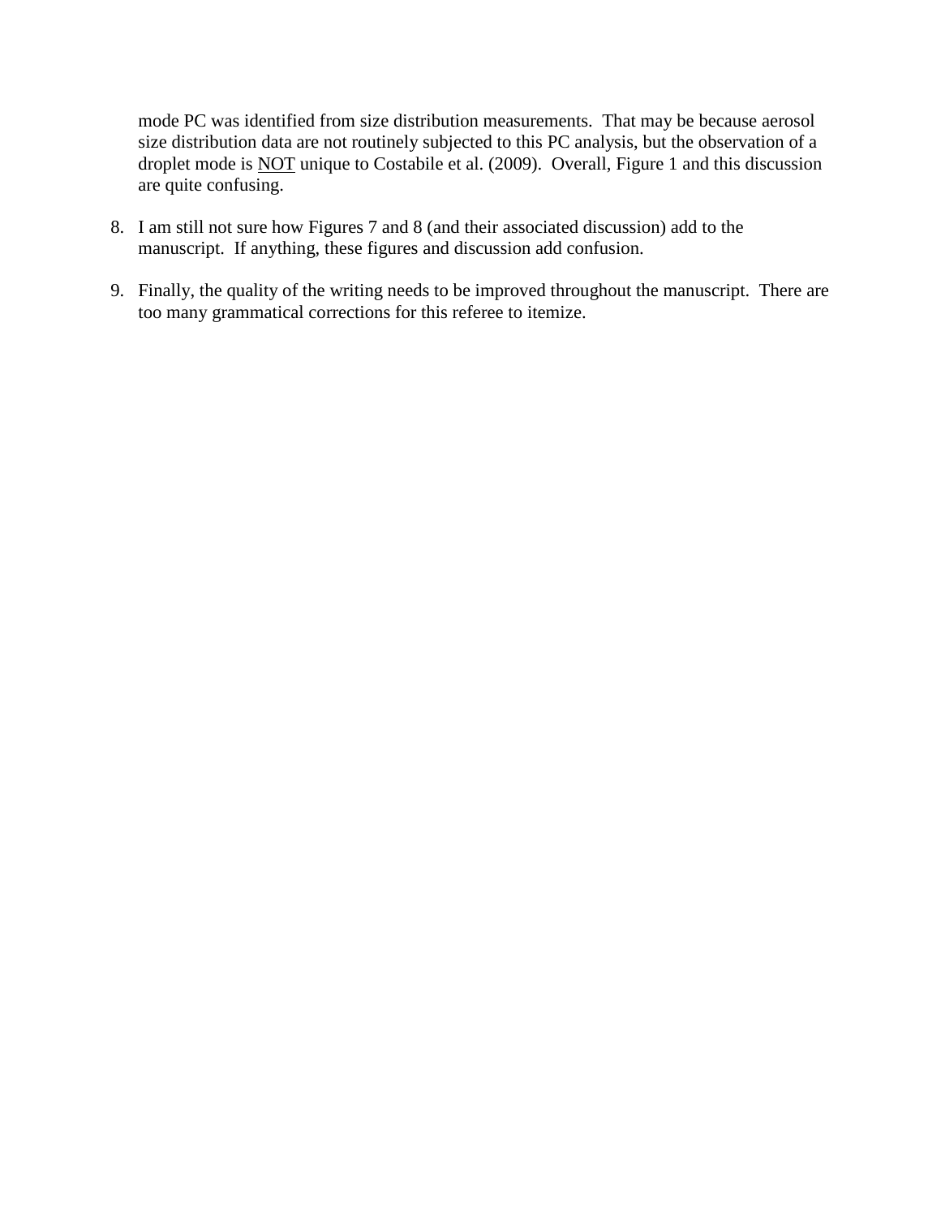mode PC was identified from size distribution measurements. That may be because aerosol size distribution data are not routinely subjected to this PC analysis, but the observation of a droplet mode is <u>NOT</u> unique to Costabile et al. (2009). Overall, Figure 1 and this discussion are quite confusing.

8. I am still not sure how Figures 7 and 8 (and their associated discussion) add to the manuscript. If anything, these figures and discussion add confusion.

9. Finally, the quality of the writing needs to be improved throughout the manuscript. There are too many grammatical corrections for this referee to itemize.